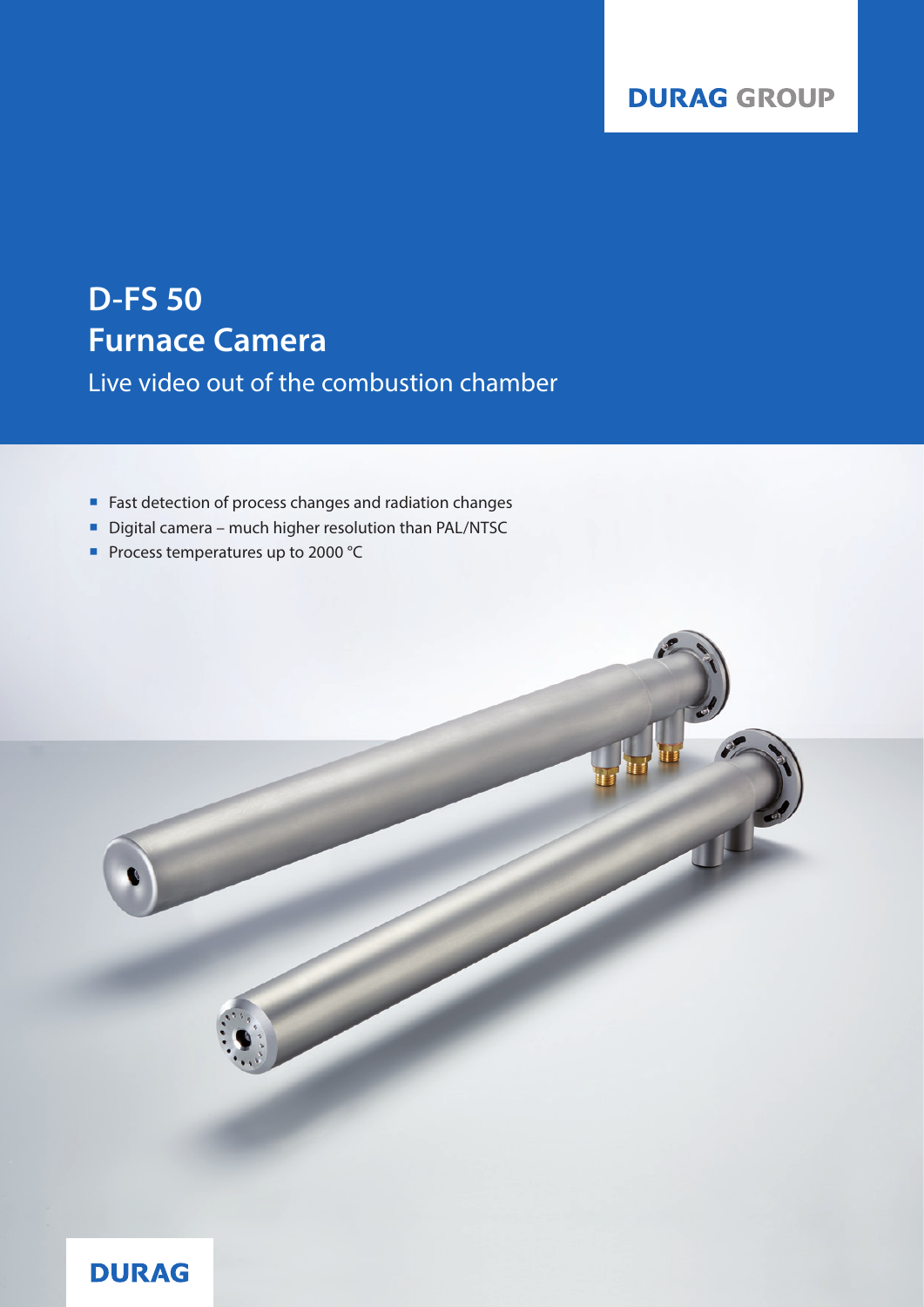DURAG GROUP

# D-FS 50
# Furnace Camera

Live video out of the combustion chamber

- Fast detection of process changes and radiation changes
- Digital camera – much higher resolution than PAL/NTSC
- Process temperatures up to 2000 °C

DURAG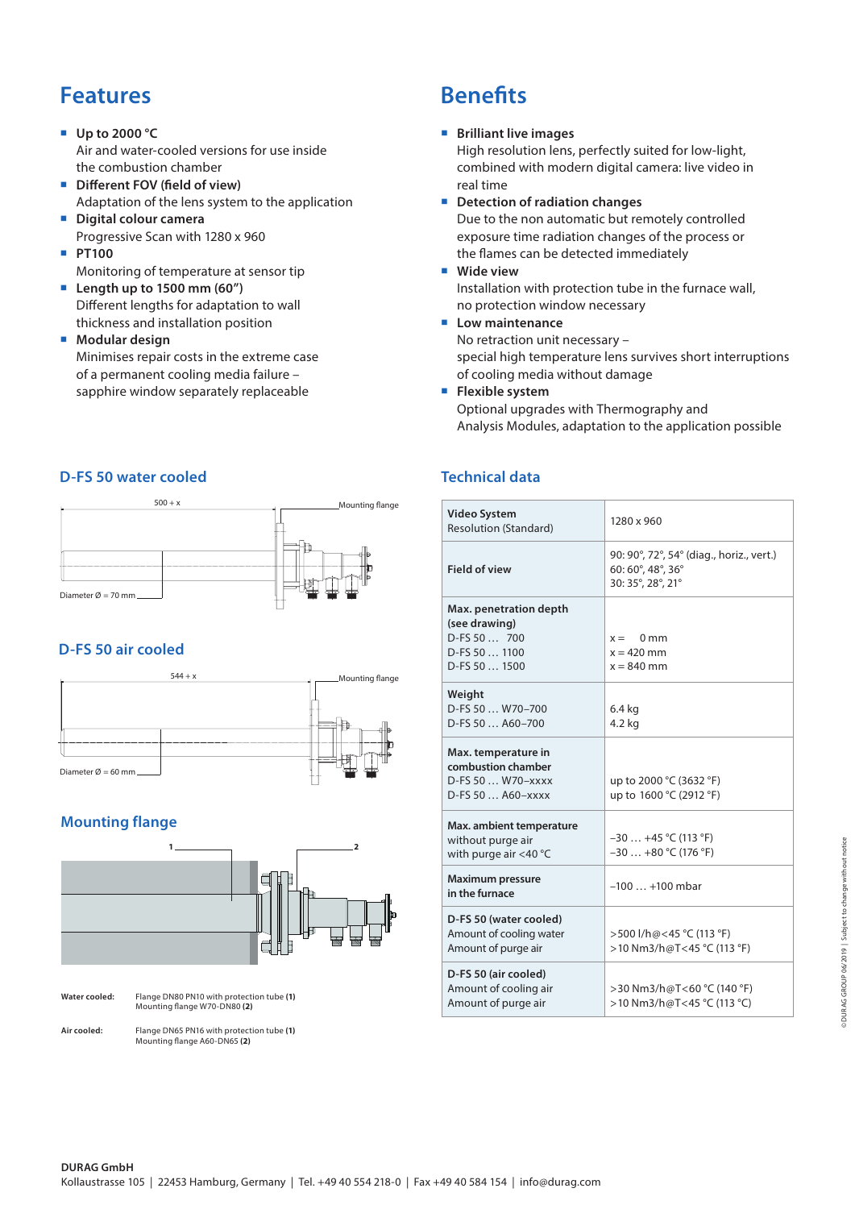## Features

- **Up to 2000 °C**
  Air and water-cooled versions for use inside the combustion chamber
- **Different FOV (field of view)**
  Adaptation of the lens system to the application
- **Digital colour camera**
  Progressive Scan with 1280 x 960
- **PT100**
  Monitoring of temperature at sensor tip
- **Length up to 1500 mm (60")**
  Different lengths for adaptation to wall thickness and installation position
- **Modular design**
  Minimises repair costs in the extreme case of a permanent cooling media failure – sapphire window separately replaceable

## Benefits

- **Brilliant live images**
  High resolution lens, perfectly suited for low-light, combined with modern digital camera: live video in real time
- **Detection of radiation changes**
  Due to the non automatic but remotely controlled exposure time radiation changes of the process or the flames can be detected immediately
- **Wide view**
  Installation with protection tube in the furnace wall, no protection window necessary
- **Low maintenance**
  No retraction unit necessary – special high temperature lens survives short interruptions of cooling media without damage
- **Flexible system**
  Optional upgrades with Thermography and Analysis Modules, adaptation to the application possible

### D-FS 50 water cooled

500 + x

Mounting flange

Diameter Ø = 70 mm

### D-FS 50 air cooled

544 + x

Mounting flange

Diameter Ø = 60 mm

### Mounting flange

1

2

**Water cooled:** Flange DN80 PN10 with protection tube **(1)**
Mounting flange W70-DN80 **(2)**

**Air cooled:** Flange DN65 PN16 with protection tube **(1)**
Mounting flange A60-DN65 **(2)**

### Technical data

| | |
|---|---|
| **Video System**<br>Resolution (Standard) | 1280 x 960 |
| **Field of view** | 90: 90°, 72°, 54° (diag., horiz., vert.)<br>60: 60°, 48°, 36°<br>30: 35°, 28°, 21° |
| **Max. penetration depth (see drawing)**<br>D-FS 50 … 700<br>D-FS 50 … 1100<br>D-FS 50 … 1500 | <br><br>x = 0 mm<br>x = 420 mm<br>x = 840 mm |
| **Weight**<br>D-FS 50 … W70–700<br>D-FS 50 … A60–700 | <br>6.4 kg<br>4.2 kg |
| **Max. temperature in combustion chamber**<br>D-FS 50 … W70–xxxx<br>D-FS 50 … A60–xxxx | <br><br>up to 2000 °C (3632 °F)<br>up to 1600 °C (2912 °F) |
| **Max. ambient temperature**<br>without purge air<br>with purge air <40 °C | <br>–30 … +45 °C (113 °F)<br>–30 … +80 °C (176 °F) |
| **Maximum pressure in the furnace** | –100 … +100 mbar |
| **D-FS 50 (water cooled)**<br>Amount of cooling water<br>Amount of purge air | <br>>500 l/h@<45 °C (113 °F)<br>>10 Nm3/h@T<45 °C (113 °F) |
| **D-FS 50 (air cooled)**<br>Amount of cooling air<br>Amount of purge air | <br>>30 Nm3/h@T<60 °C (140 °F)<br>>10 Nm3/h@T<45 °C (113 °C) |

©DURAG GROUP 06/2019 | Subject to change without notice

**DURAG GmbH**
Kollaustrasse 105 | 22453 Hamburg, Germany | Tel. +49 40 554 218-0 | Fax +49 40 584 154 | info@durag.com